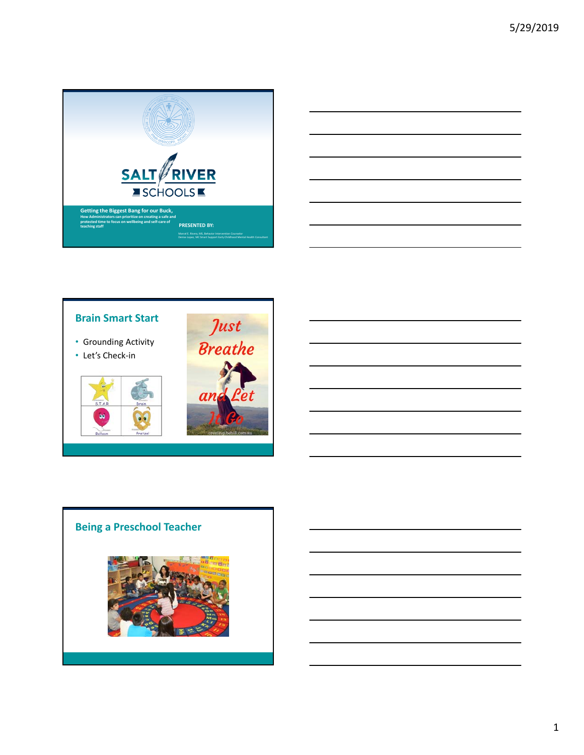SALT RIVER SCHOOLS

**Getting the Biggest Bang for our Buck,**
How Administrators can prioritize on creating a safe and protected time to focus on wellbeing and self-care of teaching staff

**PRESENTED BY:**

Marcel E. Rivera, MS, Behavior Intervention Counselor
Denise Lopez, MC Smart Support Early Childhood Mental Health Consultant

## Brain Smart Start

- Grounding Activity
- Let's Check-in

S.T.A.R. | Drain | Balloon | Pretzel

Just Breathe and Let It Go

## Being a Preschool Teacher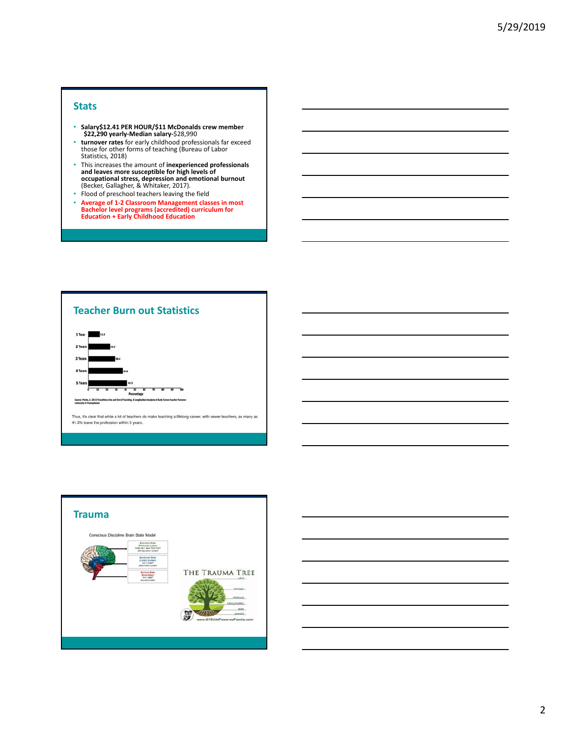## Stats

- **Salary$12.41 PER HOUR/$11 McDonalds crew member $22,290 yearly-Median salary-**$28,990
- **turnover rates** for early childhood professionals far exceed those for other forms of teaching (Bureau of Labor Statistics, 2018)
- This increases the amount of **inexperienced professionals and leaves more susceptible for high levels of occupational stress, depression and emotional burnout** (Becker, Gallagher, & Whitaker, 2017).
- Flood of preschool teachers leaving the field
- **Average of 1-2 Classroom Management classes in most Bachelor level programs (accredited) curriculum for Education + Early Childhood Education**

## Teacher Burn out Statistics

| Years | Percentage |
|---|---|
| 1 Year | 11.0 |
| 2 Years | 23.0 |
| 3 Years | 28.4 |
| 4 Years | 36.8 |
| 5 Years | 41.3 |

Source: Perda, D. 2013 Transitions Into and Out of Teaching. A Longitudinal Analysis of Early Career Teacher Turnover. University of Pennsylvania

Thus, it's clear that while a lot of teachers do make teaching a lifelong career, with newer teachers, as many as 41.3% leave the profession within 5 years.

## Trauma

Conscious Discipline Brain State Model

- Executive State (Prefrontal Lobes) What can I learn from this? self-regulation system
- Emotional State (Limbic System) Am I loved? attachment system
- Survival State (Brain Stem) Am I safe? arousal system

THE TRAUMA TREE

adult, teenager, childhood, infancy/toddler, birth, prenatal

www.STEAMPoweredFamily.com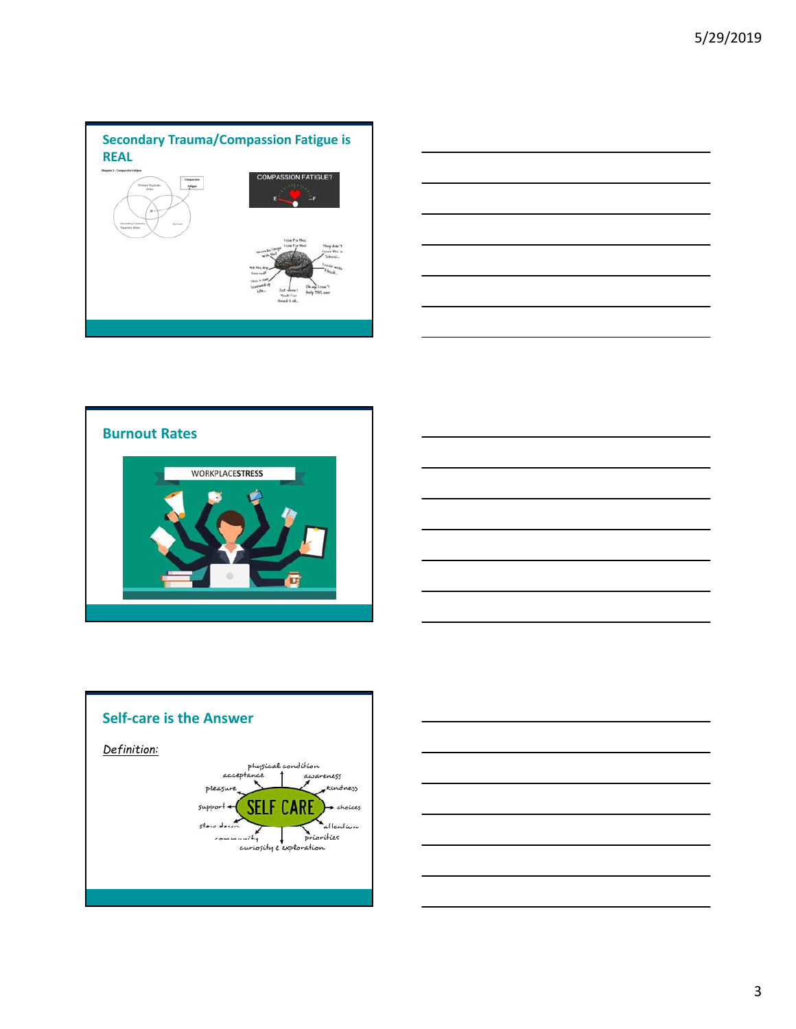## Secondary Trauma/Compassion Fatigue is REAL

## Burnout Rates

## Self-care is the Answer

*Definition:*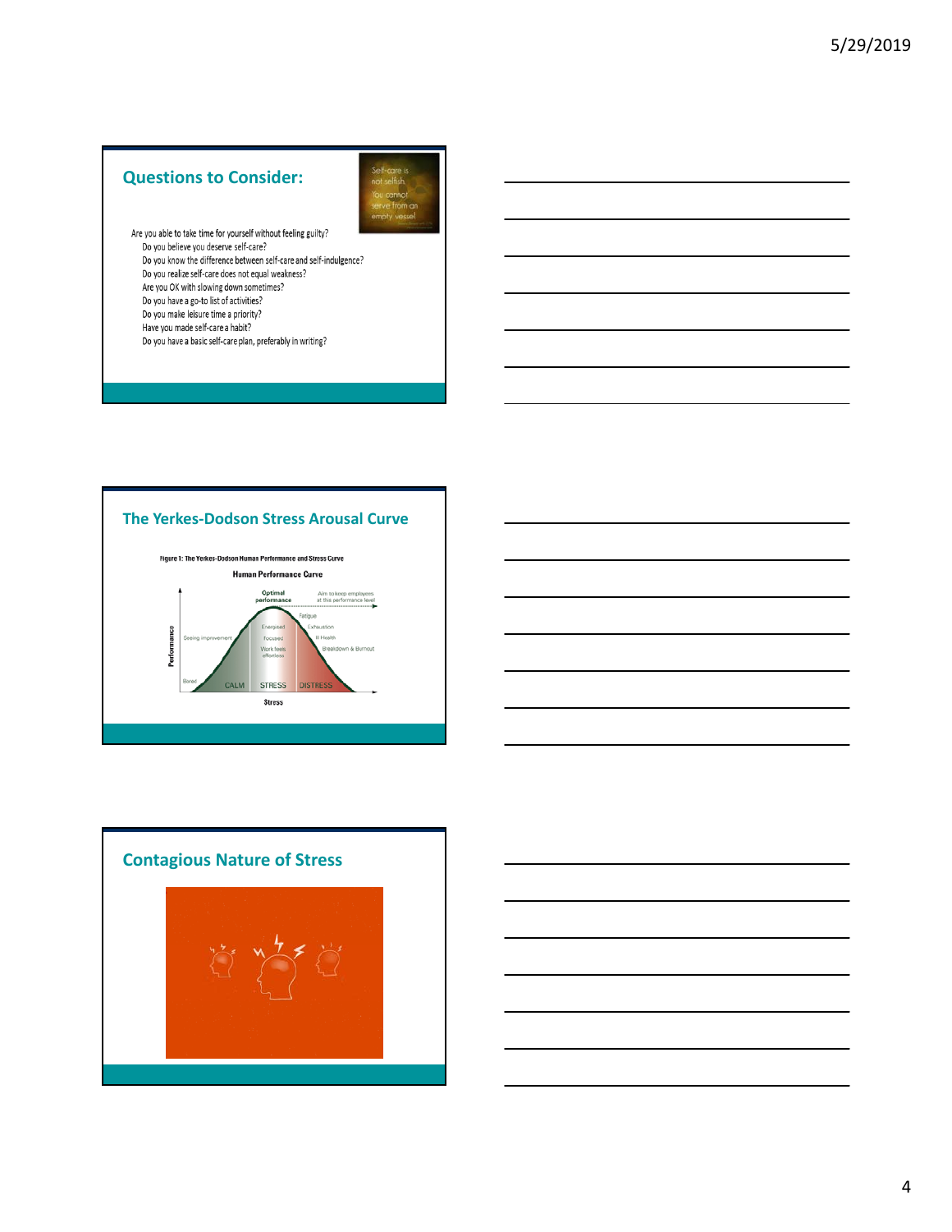## Questions to Consider:

Self-care is not selfish. You cannot serve from an empty vessel

Are you able to take time for yourself without feeling guilty?

Do you believe you deserve self-care?

Do you know the difference between self-care and self-indulgence?

Do you realize self-care does not equal weakness?

Are you OK with slowing down sometimes?

Do you have a go-to list of activities?

Do you make leisure time a priority?

Have you made self-care a habit?

Do you have a basic self-care plan, preferably in writing?

## The Yerkes-Dodson Stress Arousal Curve

Figure 1: The Yerkes-Dodson Human Performance and Stress Curve

Human Performance Curve

Optimal performance — Aim to keep employees at this performance level

Performance

Bored — Seeing improvement — Energised — Focused — Work feels effortless — Fatigue — Exhaustion — Ill Health — Breakdown & Burnout

CALM — STRESS — DISTRESS

Stress

## Contagious Nature of Stress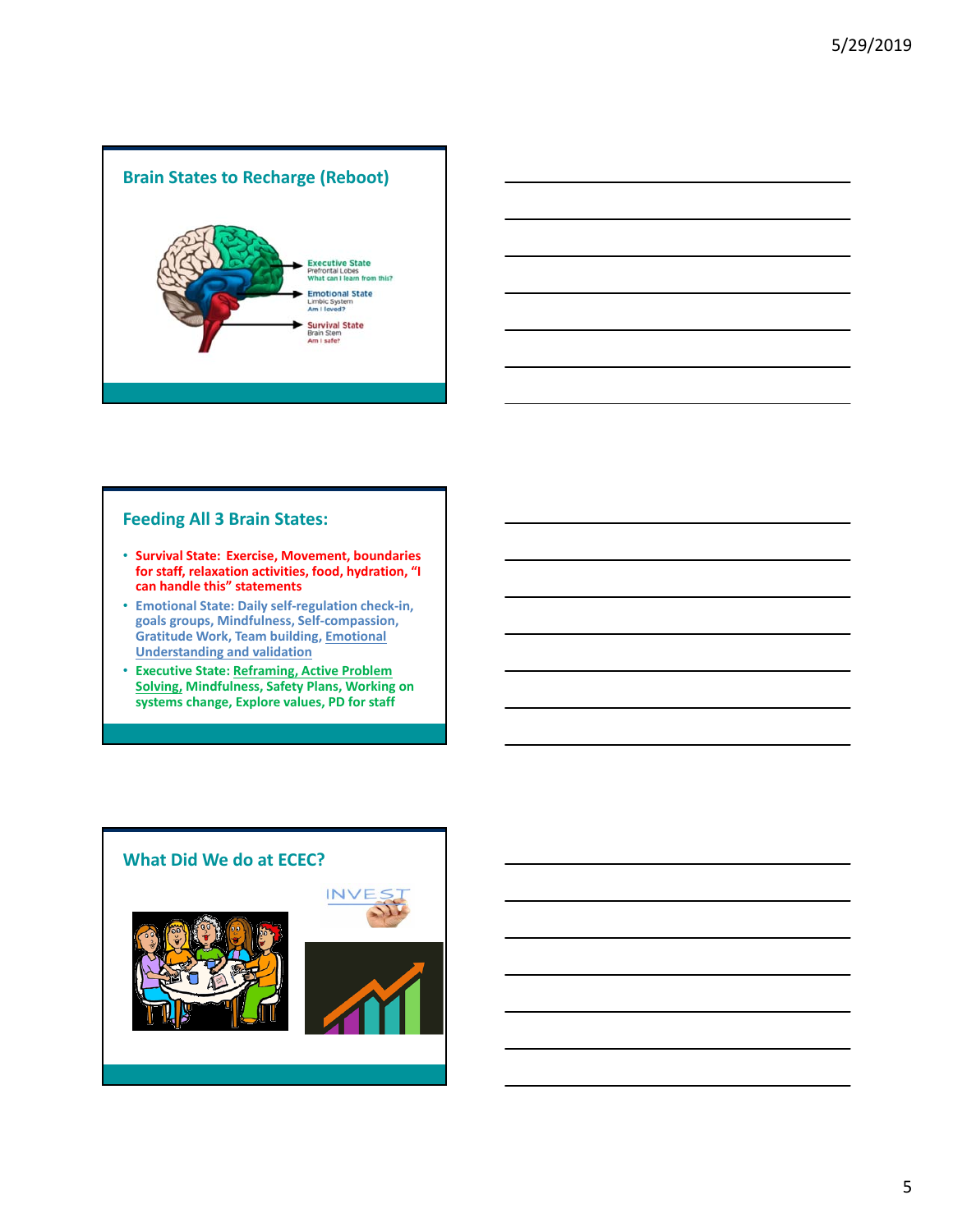## Brain States to Recharge (Reboot)

Executive State
Prefrontal Lobes
What can I learn from this?

Emotional State
Limbic System
Am I loved?

Survival State
Brain Stem
Am I safe?

## Feeding All 3 Brain States:

- **Survival State: Exercise, Movement, boundaries for staff, relaxation activities, food, hydration, "I can handle this" statements**
- **Emotional State: Daily self-regulation check-in, goals groups, Mindfulness, Self-compassion, Gratitude Work, Team building, Emotional Understanding and validation**
- **Executive State: Reframing, Active Problem Solving, Mindfulness, Safety Plans, Working on systems change, Explore values, PD for staff**

## What Did We do at ECEC?

INVEST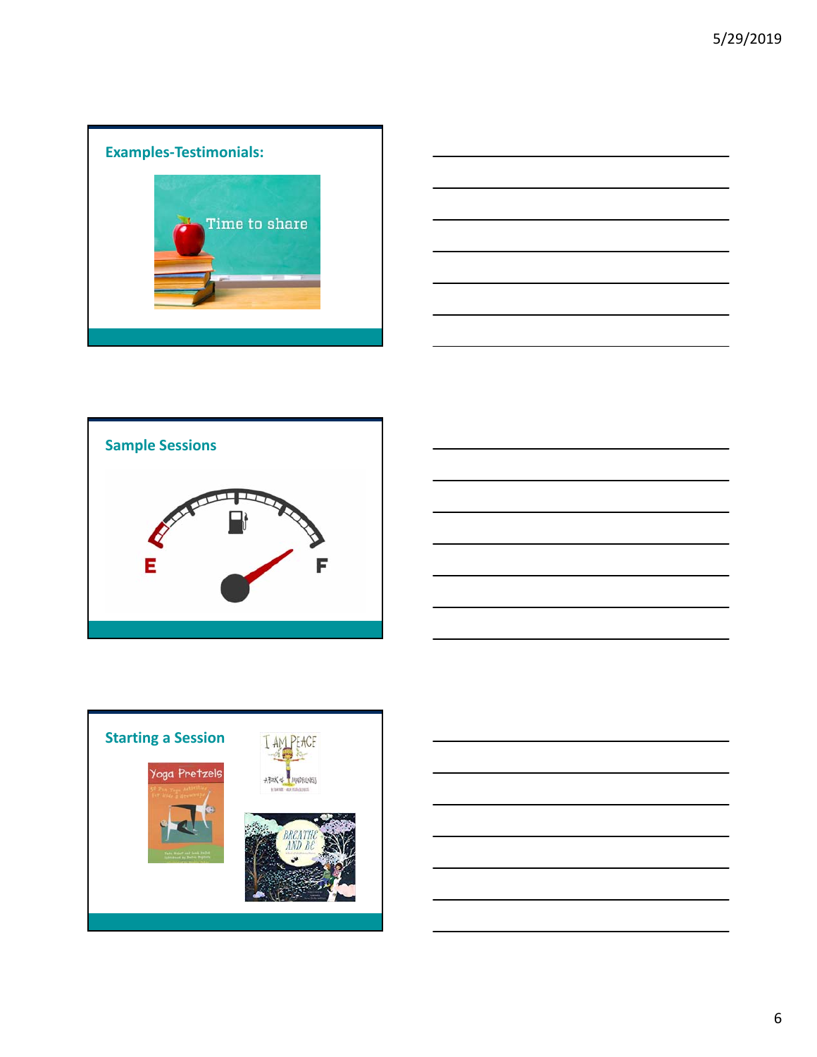## Examples-Testimonials:

Time to share

## Sample Sessions

E F

## Starting a Session

Yoga Pretzels

I AM PEACE

BREATHE AND BE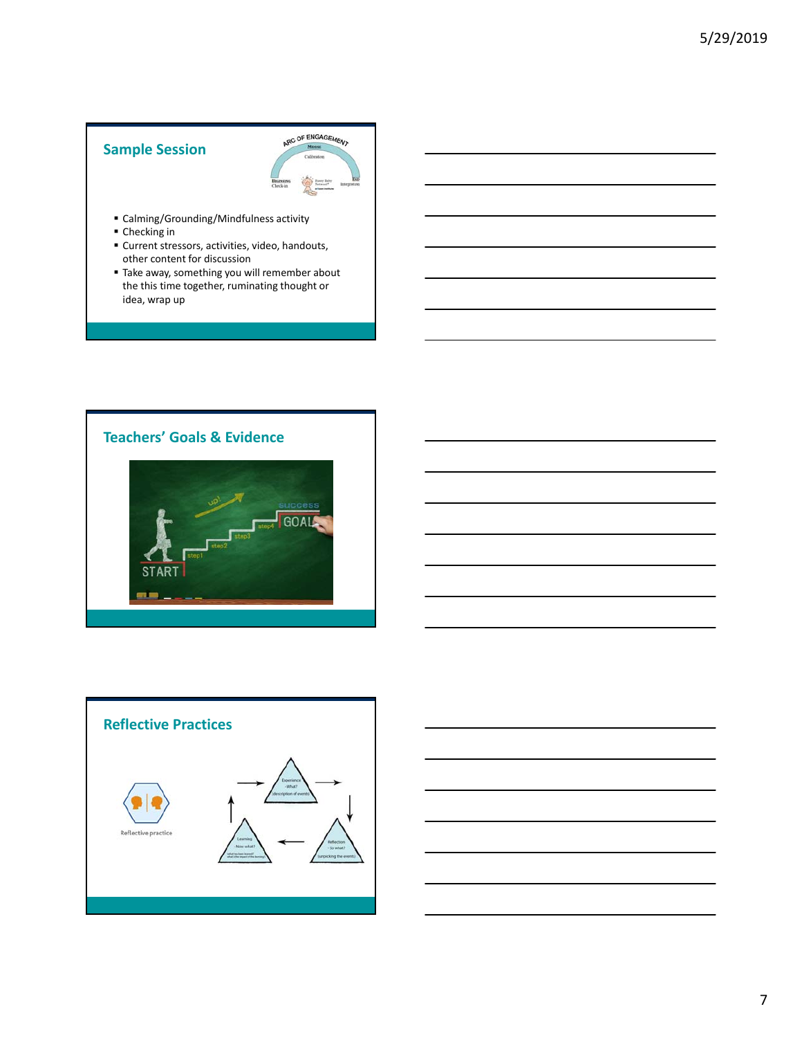## Sample Session

- Calming/Grounding/Mindfulness activity
- Checking in
- Current stressors, activities, video, handouts, other content for discussion
- Take away, something you will remember about the this time together, ruminating thought or idea, wrap up

## Teachers' Goals & Evidence

## Reflective Practices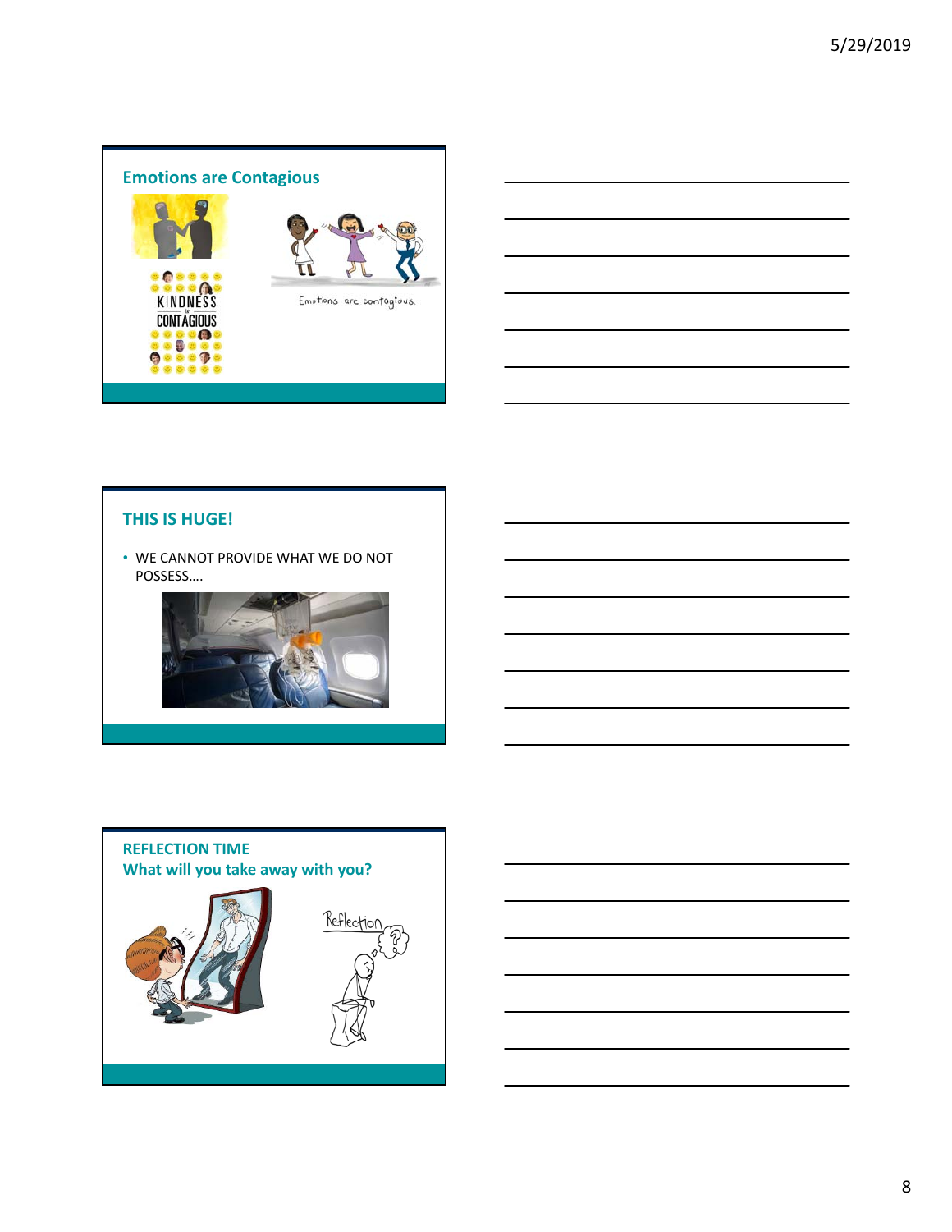## Emotions are Contagious

KINDNESS is CONTAGIOUS

Emotions are contagious.

## THIS IS HUGE!

- WE CANNOT PROVIDE WHAT WE DO NOT POSSESS….

## REFLECTION TIME
## What will you take away with you?

Reflection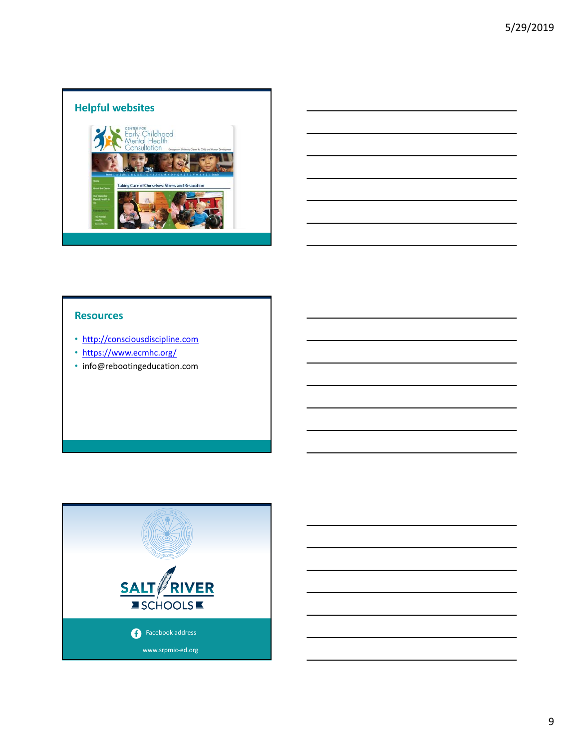## Helpful websites

## Resources

- http://consciousdiscipline.com
- https://www.ecmhc.org/
- info@rebootingeducation.com

SALT RIVER SCHOOLS

Facebook address

www.srpmic-ed.org